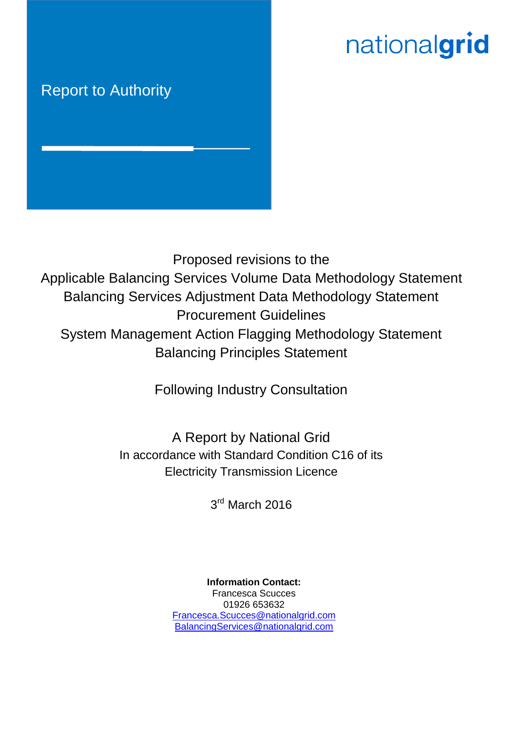Report to Authority

nationalgrid

# Proposed revisions to the Applicable Balancing Services Volume Data Methodology Statement Balancing Services Adjustment Data Methodology Statement Procurement Guidelines System Management Action Flagging Methodology Statement Balancing Principles Statement

## Following Industry Consultation

A Report by National Grid

In accordance with Standard Condition C16 of its Electricity Transmission Licence

3rd March 2016

**Information Contact:**
Francesca Scucces
01926 653632
Francesca.Scucces@nationalgrid.com
BalancingServices@nationalgrid.com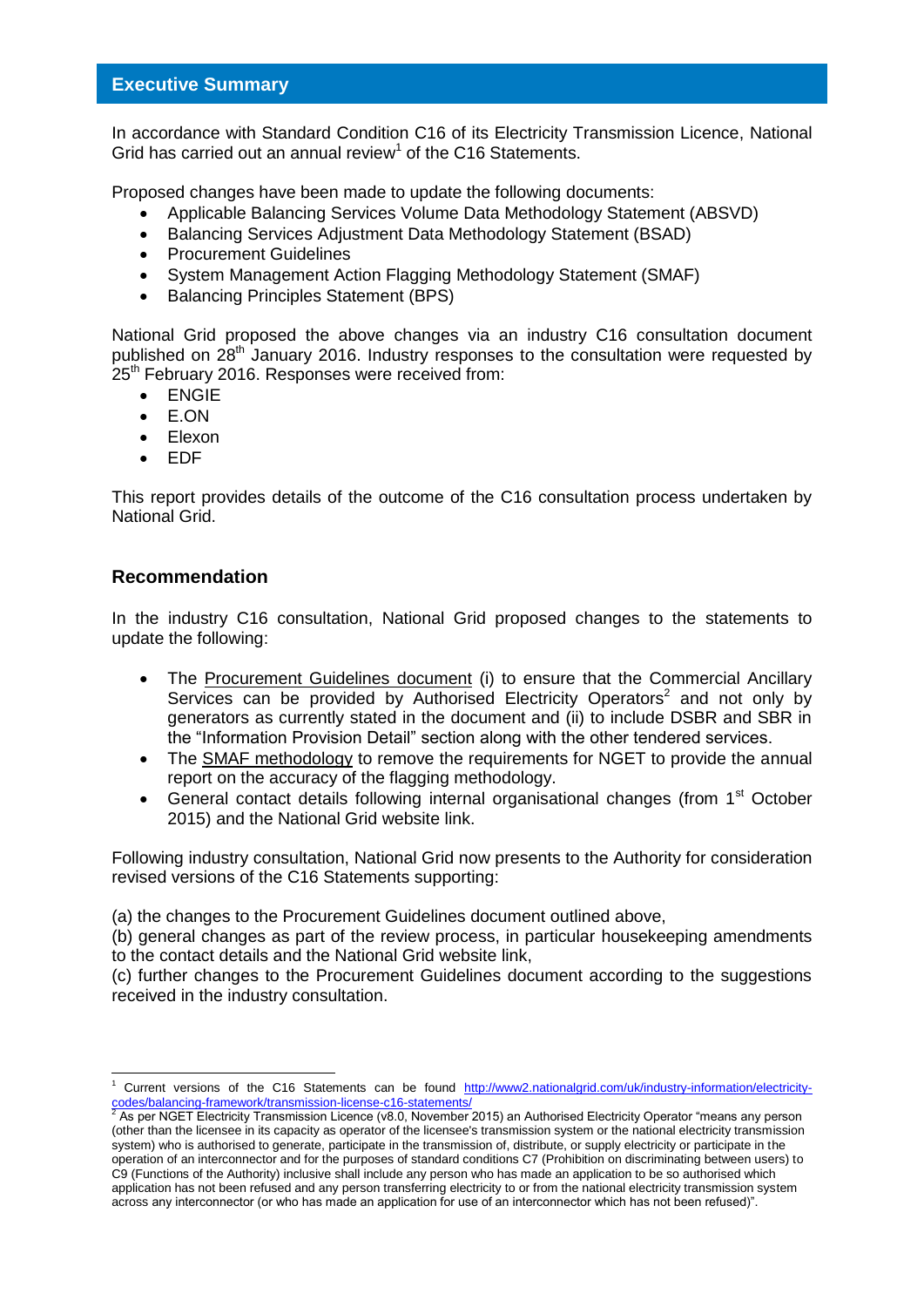## Executive Summary

In accordance with Standard Condition C16 of its Electricity Transmission Licence, National Grid has carried out an annual review[1] of the C16 Statements.

Proposed changes have been made to update the following documents:

- Applicable Balancing Services Volume Data Methodology Statement (ABSVD)
- Balancing Services Adjustment Data Methodology Statement (BSAD)
- Procurement Guidelines
- System Management Action Flagging Methodology Statement (SMAF)
- Balancing Principles Statement (BPS)

National Grid proposed the above changes via an industry C16 consultation document published on 28th January 2016. Industry responses to the consultation were requested by 25th February 2016. Responses were received from:

- ENGIE
- E.ON
- Elexon
- EDF

This report provides details of the outcome of the C16 consultation process undertaken by National Grid.

### Recommendation

In the industry C16 consultation, National Grid proposed changes to the statements to update the following:

- The Procurement Guidelines document (i) to ensure that the Commercial Ancillary Services can be provided by Authorised Electricity Operators[2] and not only by generators as currently stated in the document and (ii) to include DSBR and SBR in the "Information Provision Detail" section along with the other tendered services.
- The SMAF methodology to remove the requirements for NGET to provide the annual report on the accuracy of the flagging methodology.
- General contact details following internal organisational changes (from 1st October 2015) and the National Grid website link.

Following industry consultation, National Grid now presents to the Authority for consideration revised versions of the C16 Statements supporting:

(a) the changes to the Procurement Guidelines document outlined above,
(b) general changes as part of the review process, in particular housekeeping amendments to the contact details and the National Grid website link,
(c) further changes to the Procurement Guidelines document according to the suggestions received in the industry consultation.

---

[1] Current versions of the C16 Statements can be found http://www2.nationalgrid.com/uk/industry-information/electricity-codes/balancing-framework/transmission-license-c16-statements/

[2] As per NGET Electricity Transmission Licence (v8.0, November 2015) an Authorised Electricity Operator "means any person (other than the licensee in its capacity as operator of the licensee's transmission system or the national electricity transmission system) who is authorised to generate, participate in the transmission of, distribute, or supply electricity or participate in the operation of an interconnector and for the purposes of standard conditions C7 (Prohibition on discriminating between users) to C9 (Functions of the Authority) inclusive shall include any person who has made an application to be so authorised which application has not been refused and any person transferring electricity to or from the national electricity transmission system across any interconnector (or who has made an application for use of an interconnector which has not been refused)".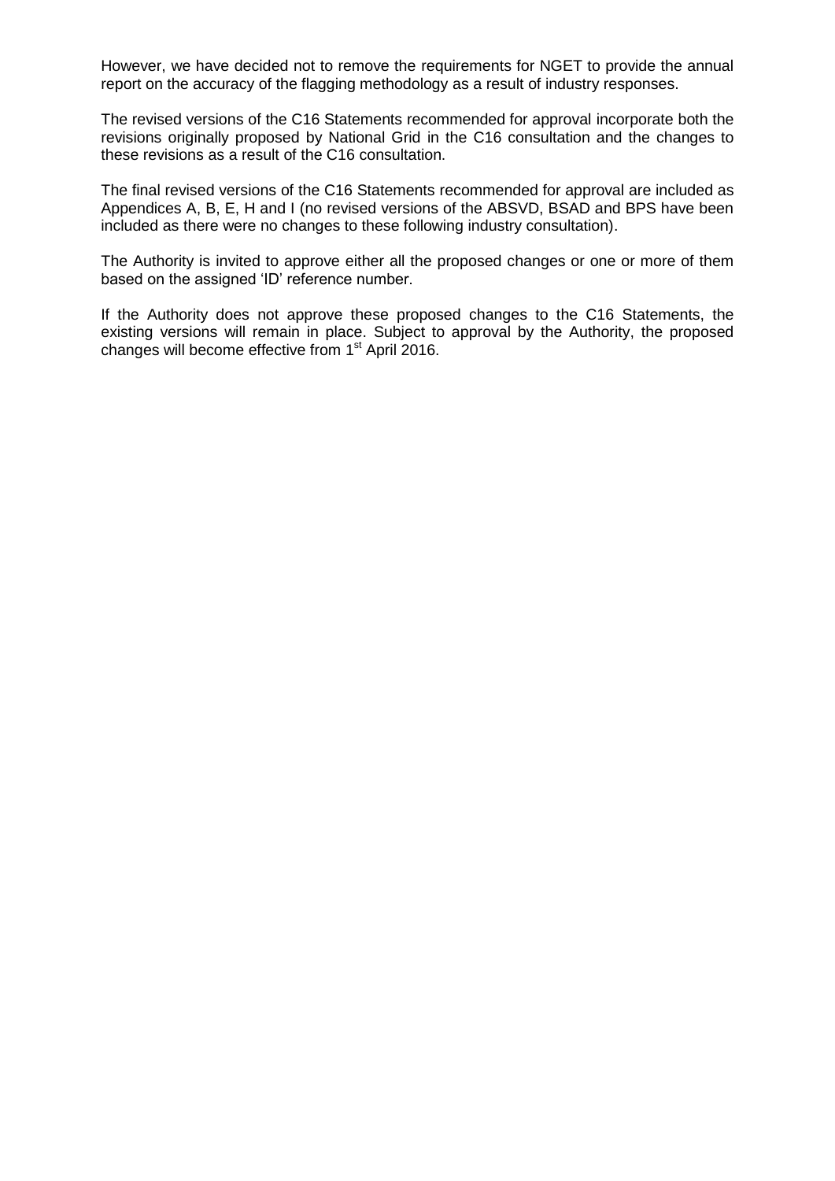However, we have decided not to remove the requirements for NGET to provide the annual report on the accuracy of the flagging methodology as a result of industry responses.

The revised versions of the C16 Statements recommended for approval incorporate both the revisions originally proposed by National Grid in the C16 consultation and the changes to these revisions as a result of the C16 consultation.

The final revised versions of the C16 Statements recommended for approval are included as Appendices A, B, E, H and I (no revised versions of the ABSVD, BSAD and BPS have been included as there were no changes to these following industry consultation).

The Authority is invited to approve either all the proposed changes or one or more of them based on the assigned 'ID' reference number.

If the Authority does not approve these proposed changes to the C16 Statements, the existing versions will remain in place. Subject to approval by the Authority, the proposed changes will become effective from 1st April 2016.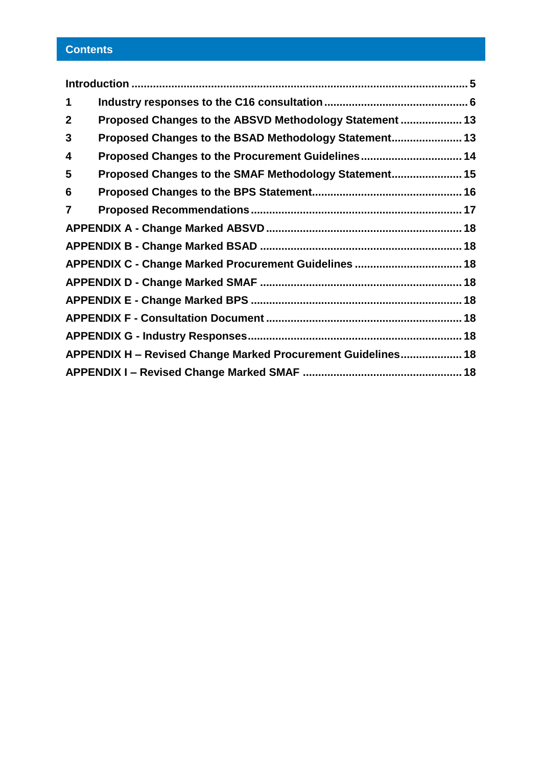## Contents

| | | |
|---|---|---|
| Introduction | | 5 |
| 1 | Industry responses to the C16 consultation | 6 |
| 2 | Proposed Changes to the ABSVD Methodology Statement | 13 |
| 3 | Proposed Changes to the BSAD Methodology Statement | 13 |
| 4 | Proposed Changes to the Procurement Guidelines | 14 |
| 5 | Proposed Changes to the SMAF Methodology Statement | 15 |
| 6 | Proposed Changes to the BPS Statement | 16 |
| 7 | Proposed Recommendations | 17 |
| APPENDIX A - Change Marked ABSVD | | 18 |
| APPENDIX B - Change Marked BSAD | | 18 |
| APPENDIX C - Change Marked Procurement Guidelines | | 18 |
| APPENDIX D - Change Marked SMAF | | 18 |
| APPENDIX E - Change Marked BPS | | 18 |
| APPENDIX F - Consultation Document | | 18 |
| APPENDIX G - Industry Responses | | 18 |
| APPENDIX H – Revised Change Marked Procurement Guidelines | | 18 |
| APPENDIX I – Revised Change Marked SMAF | | 18 |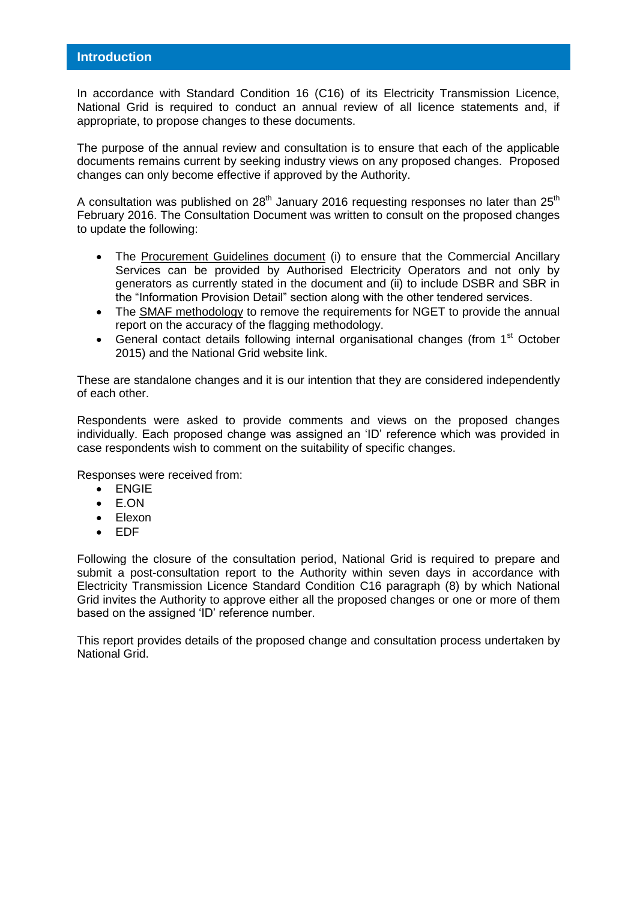## Introduction

In accordance with Standard Condition 16 (C16) of its Electricity Transmission Licence, National Grid is required to conduct an annual review of all licence statements and, if appropriate, to propose changes to these documents.

The purpose of the annual review and consultation is to ensure that each of the applicable documents remains current by seeking industry views on any proposed changes. Proposed changes can only become effective if approved by the Authority.

A consultation was published on 28th January 2016 requesting responses no later than 25th February 2016. The Consultation Document was written to consult on the proposed changes to update the following:

- The Procurement Guidelines document (i) to ensure that the Commercial Ancillary Services can be provided by Authorised Electricity Operators and not only by generators as currently stated in the document and (ii) to include DSBR and SBR in the "Information Provision Detail" section along with the other tendered services.
- The SMAF methodology to remove the requirements for NGET to provide the annual report on the accuracy of the flagging methodology.
- General contact details following internal organisational changes (from 1st October 2015) and the National Grid website link.

These are standalone changes and it is our intention that they are considered independently of each other.

Respondents were asked to provide comments and views on the proposed changes individually. Each proposed change was assigned an 'ID' reference which was provided in case respondents wish to comment on the suitability of specific changes.

Responses were received from:

- ENGIE
- E.ON
- Elexon
- EDF

Following the closure of the consultation period, National Grid is required to prepare and submit a post-consultation report to the Authority within seven days in accordance with Electricity Transmission Licence Standard Condition C16 paragraph (8) by which National Grid invites the Authority to approve either all the proposed changes or one or more of them based on the assigned 'ID' reference number.

This report provides details of the proposed change and consultation process undertaken by National Grid.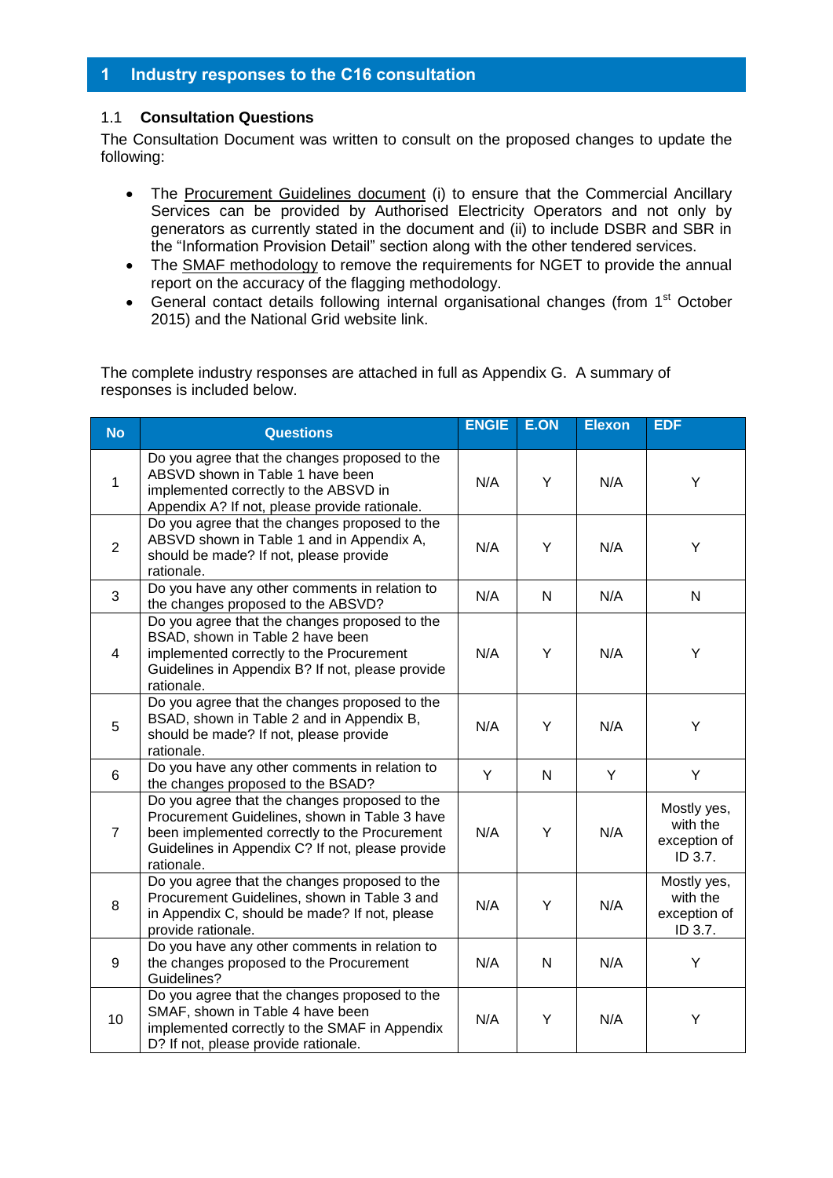# 1 Industry responses to the C16 consultation

## 1.1 Consultation Questions

The Consultation Document was written to consult on the proposed changes to update the following:

- The Procurement Guidelines document (i) to ensure that the Commercial Ancillary Services can be provided by Authorised Electricity Operators and not only by generators as currently stated in the document and (ii) to include DSBR and SBR in the "Information Provision Detail" section along with the other tendered services.
- The SMAF methodology to remove the requirements for NGET to provide the annual report on the accuracy of the flagging methodology.
- General contact details following internal organisational changes (from 1st October 2015) and the National Grid website link.

The complete industry responses are attached in full as Appendix G. A summary of responses is included below.

| No | Questions | ENGIE | E.ON | Elexon | EDF |
|---|---|---|---|---|---|
| 1 | Do you agree that the changes proposed to the ABSVD shown in Table 1 have been implemented correctly to the ABSVD in Appendix A? If not, please provide rationale. | N/A | Y | N/A | Y |
| 2 | Do you agree that the changes proposed to the ABSVD shown in Table 1 and in Appendix A, should be made? If not, please provide rationale. | N/A | Y | N/A | Y |
| 3 | Do you have any other comments in relation to the changes proposed to the ABSVD? | N/A | N | N/A | N |
| 4 | Do you agree that the changes proposed to the BSAD, shown in Table 2 have been implemented correctly to the Procurement Guidelines in Appendix B? If not, please provide rationale. | N/A | Y | N/A | Y |
| 5 | Do you agree that the changes proposed to the BSAD, shown in Table 2 and in Appendix B, should be made? If not, please provide rationale. | N/A | Y | N/A | Y |
| 6 | Do you have any other comments in relation to the changes proposed to the BSAD? | Y | N | Y | Y |
| 7 | Do you agree that the changes proposed to the Procurement Guidelines, shown in Table 3 have been implemented correctly to the Procurement Guidelines in Appendix C? If not, please provide rationale. | N/A | Y | N/A | Mostly yes, with the exception of ID 3.7. |
| 8 | Do you agree that the changes proposed to the Procurement Guidelines, shown in Table 3 and in Appendix C, should be made? If not, please provide rationale. | N/A | Y | N/A | Mostly yes, with the exception of ID 3.7. |
| 9 | Do you have any other comments in relation to the changes proposed to the Procurement Guidelines? | N/A | N | N/A | Y |
| 10 | Do you agree that the changes proposed to the SMAF, shown in Table 4 have been implemented correctly to the SMAF in Appendix D? If not, please provide rationale. | N/A | Y | N/A | Y |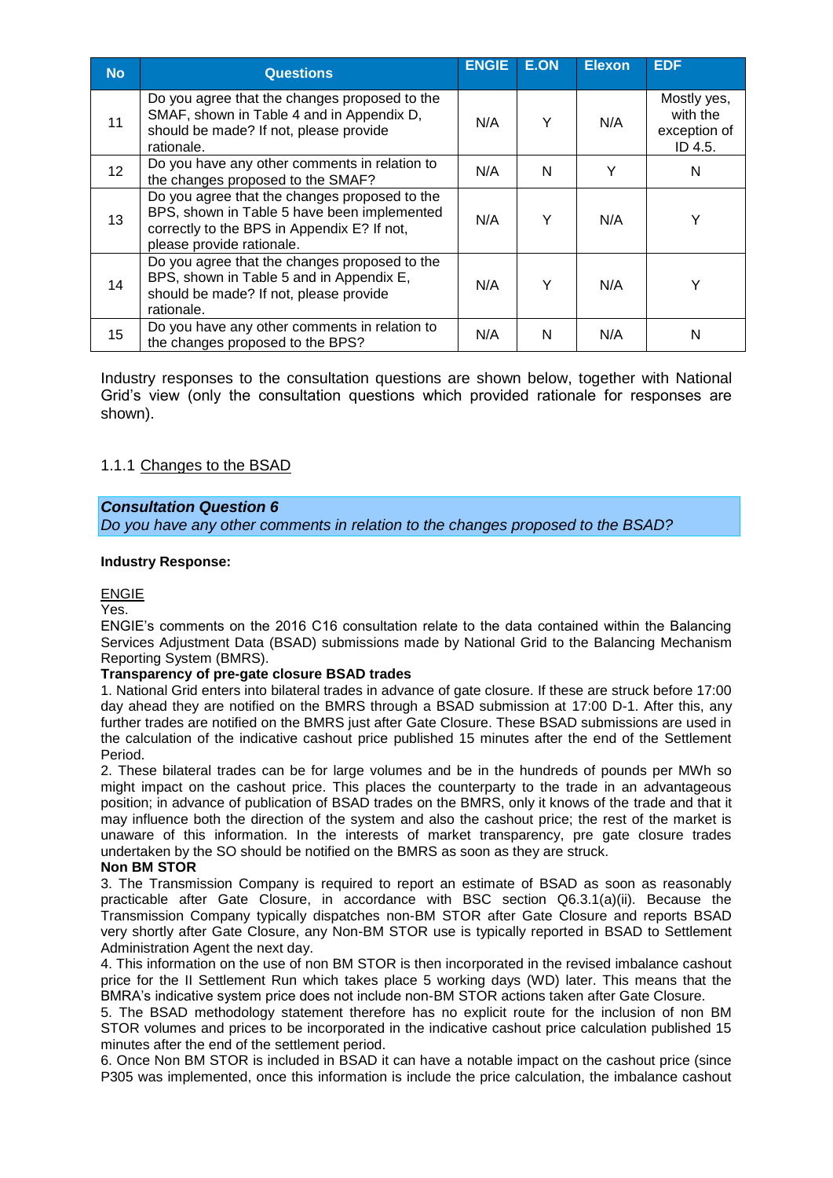| No | Questions | ENGIE | E.ON | Elexon | EDF |
|---|---|---|---|---|---|
| 11 | Do you agree that the changes proposed to the SMAF, shown in Table 4 and in Appendix D, should be made? If not, please provide rationale. | N/A | Y | N/A | Mostly yes, with the exception of ID 4.5. |
| 12 | Do you have any other comments in relation to the changes proposed to the SMAF? | N/A | N | Y | N |
| 13 | Do you agree that the changes proposed to the BPS, shown in Table 5 have been implemented correctly to the BPS in Appendix E? If not, please provide rationale. | N/A | Y | N/A | Y |
| 14 | Do you agree that the changes proposed to the BPS, shown in Table 5 and in Appendix E, should be made? If not, please provide rationale. | N/A | Y | N/A | Y |
| 15 | Do you have any other comments in relation to the changes proposed to the BPS? | N/A | N | N/A | N |

Industry responses to the consultation questions are shown below, together with National Grid's view (only the consultation questions which provided rationale for responses are shown).

### 1.1.1 Changes to the BSAD

***Consultation Question 6***
*Do you have any other comments in relation to the changes proposed to the BSAD?*

**Industry Response:**

ENGIE
Yes.
ENGIE's comments on the 2016 C16 consultation relate to the data contained within the Balancing Services Adjustment Data (BSAD) submissions made by National Grid to the Balancing Mechanism Reporting System (BMRS).

**Transparency of pre-gate closure BSAD trades**

1. National Grid enters into bilateral trades in advance of gate closure. If these are struck before 17:00 day ahead they are notified on the BMRS through a BSAD submission at 17:00 D-1. After this, any further trades are notified on the BMRS just after Gate Closure. These BSAD submissions are used in the calculation of the indicative cashout price published 15 minutes after the end of the Settlement Period.
2. These bilateral trades can be for large volumes and be in the hundreds of pounds per MWh so might impact on the cashout price. This places the counterparty to the trade in an advantageous position; in advance of publication of BSAD trades on the BMRS, only it knows of the trade and that it may influence both the direction of the system and also the cashout price; the rest of the market is unaware of this information. In the interests of market transparency, pre gate closure trades undertaken by the SO should be notified on the BMRS as soon as they are struck.

**Non BM STOR**

3. The Transmission Company is required to report an estimate of BSAD as soon as reasonably practicable after Gate Closure, in accordance with BSC section Q6.3.1(a)(ii). Because the Transmission Company typically dispatches non-BM STOR after Gate Closure and reports BSAD very shortly after Gate Closure, any Non-BM STOR use is typically reported in BSAD to Settlement Administration Agent the next day.
4. This information on the use of non BM STOR is then incorporated in the revised imbalance cashout price for the II Settlement Run which takes place 5 working days (WD) later. This means that the BMRA's indicative system price does not include non-BM STOR actions taken after Gate Closure.
5. The BSAD methodology statement therefore has no explicit route for the inclusion of non BM STOR volumes and prices to be incorporated in the indicative cashout price calculation published 15 minutes after the end of the settlement period.
6. Once Non BM STOR is included in BSAD it can have a notable impact on the cashout price (since P305 was implemented, once this information is include the price calculation, the imbalance cashout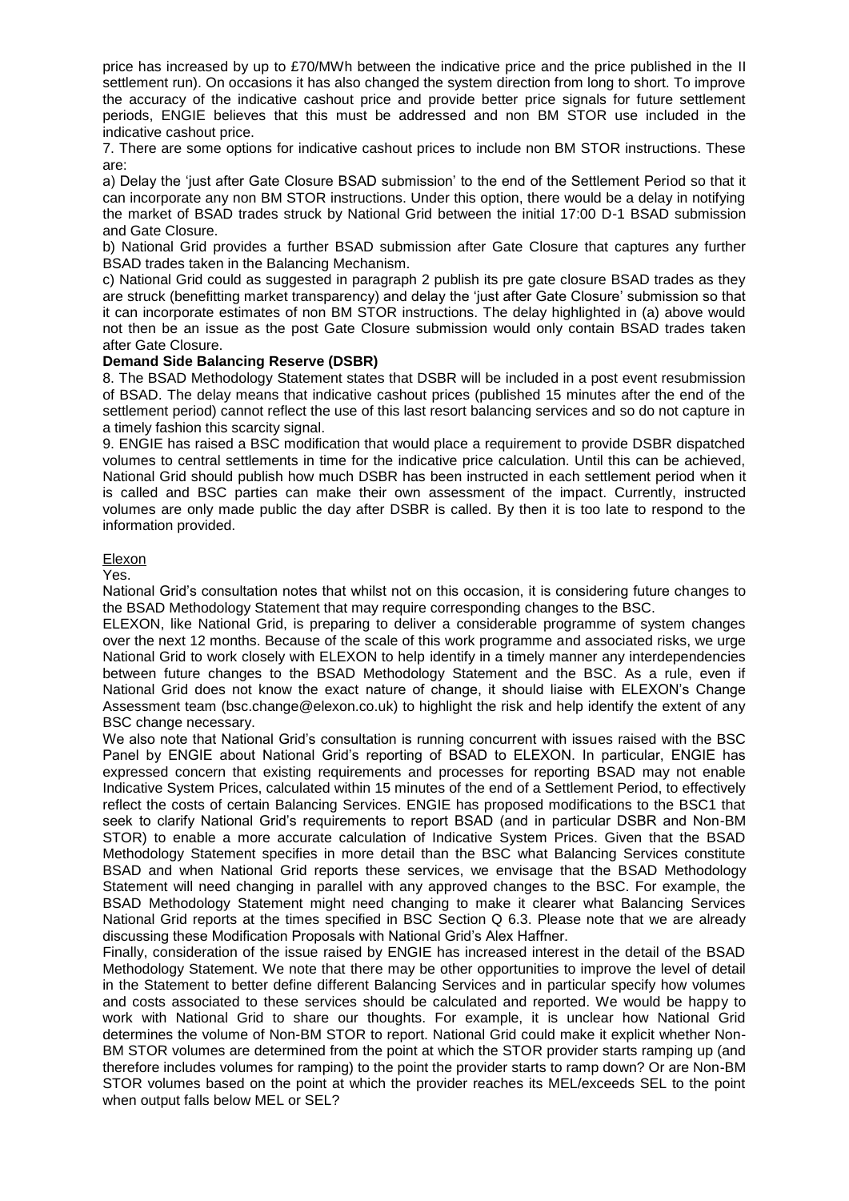price has increased by up to £70/MWh between the indicative price and the price published in the II settlement run). On occasions it has also changed the system direction from long to short. To improve the accuracy of the indicative cashout price and provide better price signals for future settlement periods, ENGIE believes that this must be addressed and non BM STOR use included in the indicative cashout price.

7. There are some options for indicative cashout prices to include non BM STOR instructions. These are:

a) Delay the 'just after Gate Closure BSAD submission' to the end of the Settlement Period so that it can incorporate any non BM STOR instructions. Under this option, there would be a delay in notifying the market of BSAD trades struck by National Grid between the initial 17:00 D-1 BSAD submission and Gate Closure.

b) National Grid provides a further BSAD submission after Gate Closure that captures any further BSAD trades taken in the Balancing Mechanism.

c) National Grid could as suggested in paragraph 2 publish its pre gate closure BSAD trades as they are struck (benefitting market transparency) and delay the 'just after Gate Closure' submission so that it can incorporate estimates of non BM STOR instructions. The delay highlighted in (a) above would not then be an issue as the post Gate Closure submission would only contain BSAD trades taken after Gate Closure.

**Demand Side Balancing Reserve (DSBR)**

8. The BSAD Methodology Statement states that DSBR will be included in a post event resubmission of BSAD. The delay means that indicative cashout prices (published 15 minutes after the end of the settlement period) cannot reflect the use of this last resort balancing services and so do not capture in a timely fashion this scarcity signal.

9. ENGIE has raised a BSC modification that would place a requirement to provide DSBR dispatched volumes to central settlements in time for the indicative price calculation. Until this can be achieved, National Grid should publish how much DSBR has been instructed in each settlement period when it is called and BSC parties can make their own assessment of the impact. Currently, instructed volumes are only made public the day after DSBR is called. By then it is too late to respond to the information provided.

Elexon

Yes.

National Grid's consultation notes that whilst not on this occasion, it is considering future changes to the BSAD Methodology Statement that may require corresponding changes to the BSC.

ELEXON, like National Grid, is preparing to deliver a considerable programme of system changes over the next 12 months. Because of the scale of this work programme and associated risks, we urge National Grid to work closely with ELEXON to help identify in a timely manner any interdependencies between future changes to the BSAD Methodology Statement and the BSC. As a rule, even if National Grid does not know the exact nature of change, it should liaise with ELEXON's Change Assessment team (bsc.change@elexon.co.uk) to highlight the risk and help identify the extent of any BSC change necessary.

We also note that National Grid's consultation is running concurrent with issues raised with the BSC Panel by ENGIE about National Grid's reporting of BSAD to ELEXON. In particular, ENGIE has expressed concern that existing requirements and processes for reporting BSAD may not enable Indicative System Prices, calculated within 15 minutes of the end of a Settlement Period, to effectively reflect the costs of certain Balancing Services. ENGIE has proposed modifications to the BSC1 that seek to clarify National Grid's requirements to report BSAD (and in particular DSBR and Non-BM STOR) to enable a more accurate calculation of Indicative System Prices. Given that the BSAD Methodology Statement specifies in more detail than the BSC what Balancing Services constitute BSAD and when National Grid reports these services, we envisage that the BSAD Methodology Statement will need changing in parallel with any approved changes to the BSC. For example, the BSAD Methodology Statement might need changing to make it clearer what Balancing Services National Grid reports at the times specified in BSC Section Q 6.3. Please note that we are already discussing these Modification Proposals with National Grid's Alex Haffner.

Finally, consideration of the issue raised by ENGIE has increased interest in the detail of the BSAD Methodology Statement. We note that there may be other opportunities to improve the level of detail in the Statement to better define different Balancing Services and in particular specify how volumes and costs associated to these services should be calculated and reported. We would be happy to work with National Grid to share our thoughts. For example, it is unclear how National Grid determines the volume of Non-BM STOR to report. National Grid could make it explicit whether Non-BM STOR volumes are determined from the point at which the STOR provider starts ramping up (and therefore includes volumes for ramping) to the point the provider starts to ramp down? Or are Non-BM STOR volumes based on the point at which the provider reaches its MEL/exceeds SEL to the point when output falls below MEL or SEL?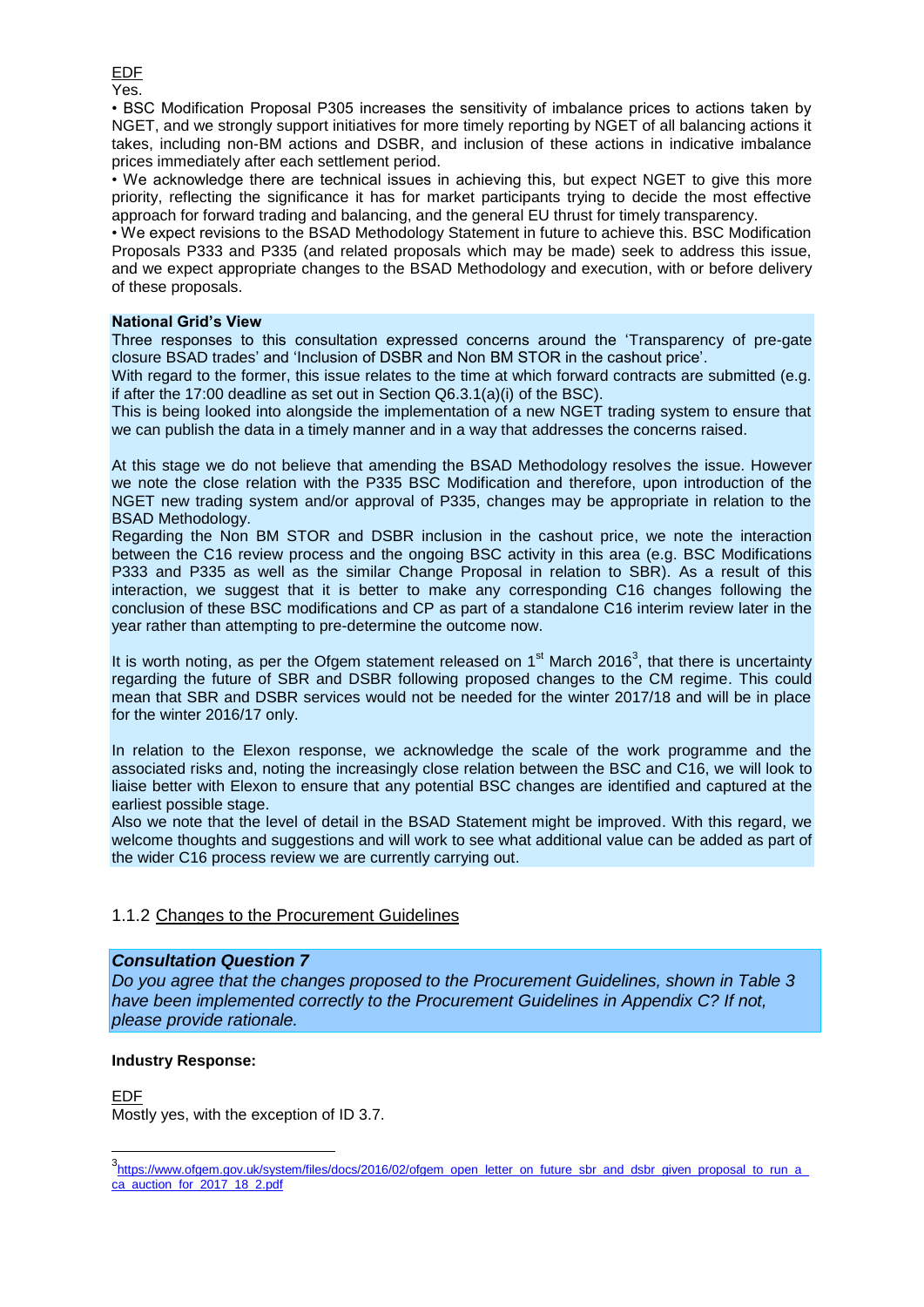EDF
Yes.

• BSC Modification Proposal P305 increases the sensitivity of imbalance prices to actions taken by NGET, and we strongly support initiatives for more timely reporting by NGET of all balancing actions it takes, including non-BM actions and DSBR, and inclusion of these actions in indicative imbalance prices immediately after each settlement period.

• We acknowledge there are technical issues in achieving this, but expect NGET to give this more priority, reflecting the significance it has for market participants trying to decide the most effective approach for forward trading and balancing, and the general EU thrust for timely transparency.

• We expect revisions to the BSAD Methodology Statement in future to achieve this. BSC Modification Proposals P333 and P335 (and related proposals which may be made) seek to address this issue, and we expect appropriate changes to the BSAD Methodology and execution, with or before delivery of these proposals.

**National Grid's View**

Three responses to this consultation expressed concerns around the 'Transparency of pre-gate closure BSAD trades' and 'Inclusion of DSBR and Non BM STOR in the cashout price'.

With regard to the former, this issue relates to the time at which forward contracts are submitted (e.g. if after the 17:00 deadline as set out in Section Q6.3.1(a)(i) of the BSC).

This is being looked into alongside the implementation of a new NGET trading system to ensure that we can publish the data in a timely manner and in a way that addresses the concerns raised.

At this stage we do not believe that amending the BSAD Methodology resolves the issue. However we note the close relation with the P335 BSC Modification and therefore, upon introduction of the NGET new trading system and/or approval of P335, changes may be appropriate in relation to the BSAD Methodology.

Regarding the Non BM STOR and DSBR inclusion in the cashout price, we note the interaction between the C16 review process and the ongoing BSC activity in this area (e.g. BSC Modifications P333 and P335 as well as the similar Change Proposal in relation to SBR). As a result of this interaction, we suggest that it is better to make any corresponding C16 changes following the conclusion of these BSC modifications and CP as part of a standalone C16 interim review later in the year rather than attempting to pre-determine the outcome now.

It is worth noting, as per the Ofgem statement released on 1st March 2016[3], that there is uncertainty regarding the future of SBR and DSBR following proposed changes to the CM regime. This could mean that SBR and DSBR services would not be needed for the winter 2017/18 and will be in place for the winter 2016/17 only.

In relation to the Elexon response, we acknowledge the scale of the work programme and the associated risks and, noting the increasingly close relation between the BSC and C16, we will look to liaise better with Elexon to ensure that any potential BSC changes are identified and captured at the earliest possible stage.

Also we note that the level of detail in the BSAD Statement might be improved. With this regard, we welcome thoughts and suggestions and will work to see what additional value can be added as part of the wider C16 process review we are currently carrying out.

### 1.1.2 Changes to the Procurement Guidelines

***Consultation Question 7***

*Do you agree that the changes proposed to the Procurement Guidelines, shown in Table 3 have been implemented correctly to the Procurement Guidelines in Appendix C? If not, please provide rationale.*

**Industry Response:**

EDF

Mostly yes, with the exception of ID 3.7.

---

[3] https://www.ofgem.gov.uk/system/files/docs/2016/02/ofgem_open_letter_on_future_sbr_and_dsbr_given_proposal_to_run_a_ca_auction_for_2017_18_2.pdf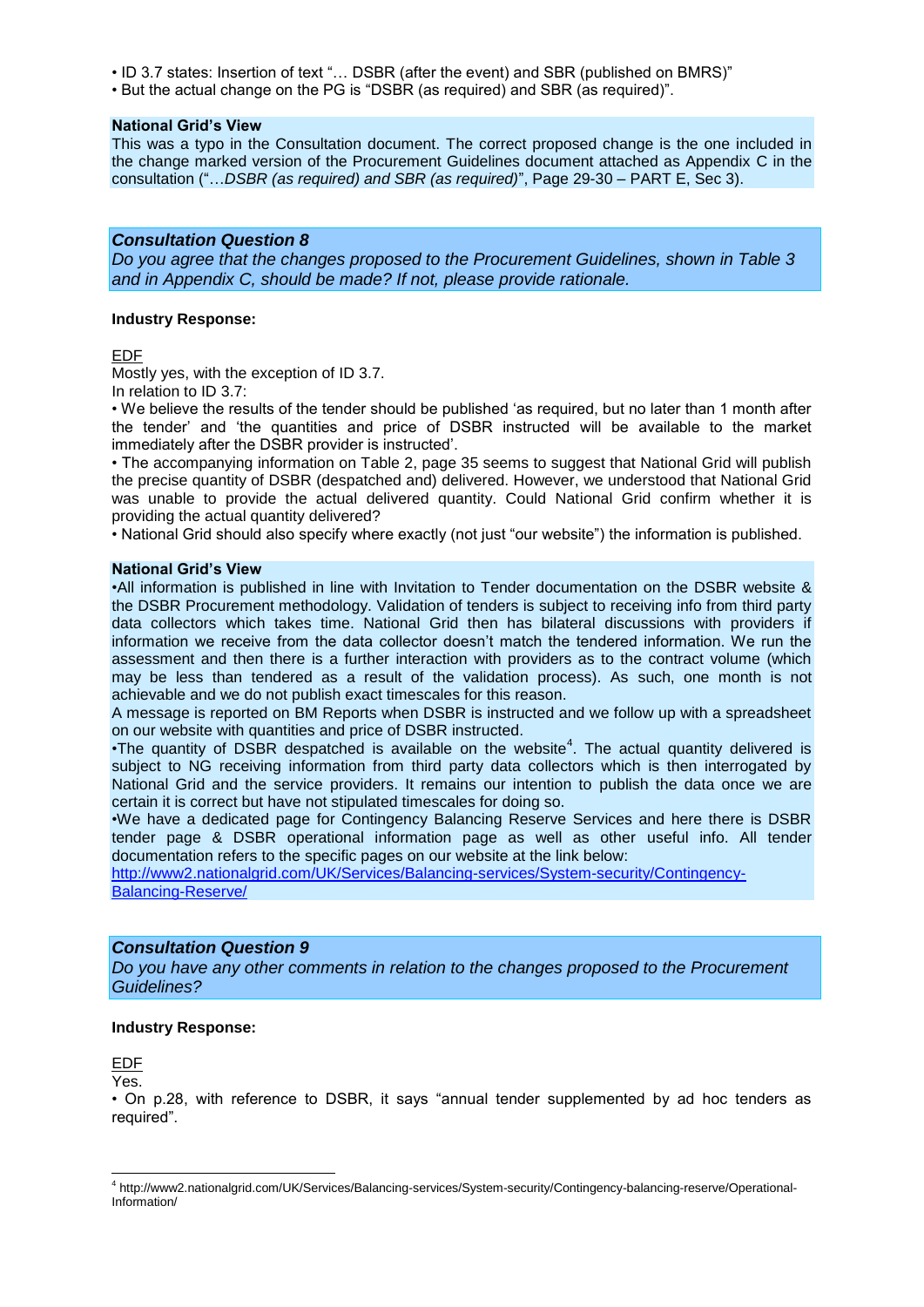• ID 3.7 states: Insertion of text "… DSBR (after the event) and SBR (published on BMRS)"
• But the actual change on the PG is "DSBR (as required) and SBR (as required)".

**National Grid's View**
This was a typo in the Consultation document. The correct proposed change is the one included in the change marked version of the Procurement Guidelines document attached as Appendix C in the consultation ("…*DSBR (as required) and SBR (as required)*", Page 29-30 – PART E, Sec 3).

***Consultation Question 8***
*Do you agree that the changes proposed to the Procurement Guidelines, shown in Table 3 and in Appendix C, should be made? If not, please provide rationale.*

**Industry Response:**

EDF
Mostly yes, with the exception of ID 3.7.
In relation to ID 3.7:

• We believe the results of the tender should be published 'as required, but no later than 1 month after the tender' and 'the quantities and price of DSBR instructed will be available to the market immediately after the DSBR provider is instructed'.
• The accompanying information on Table 2, page 35 seems to suggest that National Grid will publish the precise quantity of DSBR (despatched and) delivered. However, we understood that National Grid was unable to provide the actual delivered quantity. Could National Grid confirm whether it is providing the actual quantity delivered?
• National Grid should also specify where exactly (not just "our website") the information is published.

**National Grid's View**
•All information is published in line with Invitation to Tender documentation on the DSBR website & the DSBR Procurement methodology. Validation of tenders is subject to receiving info from third party data collectors which takes time. National Grid then has bilateral discussions with providers if information we receive from the data collector doesn't match the tendered information. We run the assessment and then there is a further interaction with providers as to the contract volume (which may be less than tendered as a result of the validation process). As such, one month is not achievable and we do not publish exact timescales for this reason.
A message is reported on BM Reports when DSBR is instructed and we follow up with a spreadsheet on our website with quantities and price of DSBR instructed.
•The quantity of DSBR despatched is available on the website[4]. The actual quantity delivered is subject to NG receiving information from third party data collectors which is then interrogated by National Grid and the service providers. It remains our intention to publish the data once we are certain it is correct but have not stipulated timescales for doing so.
•We have a dedicated page for Contingency Balancing Reserve Services and here there is DSBR tender page & DSBR operational information page as well as other useful info. All tender documentation refers to the specific pages on our website at the link below:
http://www2.nationalgrid.com/UK/Services/Balancing-services/System-security/Contingency-Balancing-Reserve/

***Consultation Question 9***
*Do you have any other comments in relation to the changes proposed to the Procurement Guidelines?*

**Industry Response:**

EDF
Yes.
• On p.28, with reference to DSBR, it says "annual tender supplemented by ad hoc tenders as required".

[4] http://www2.nationalgrid.com/UK/Services/Balancing-services/System-security/Contingency-balancing-reserve/Operational-Information/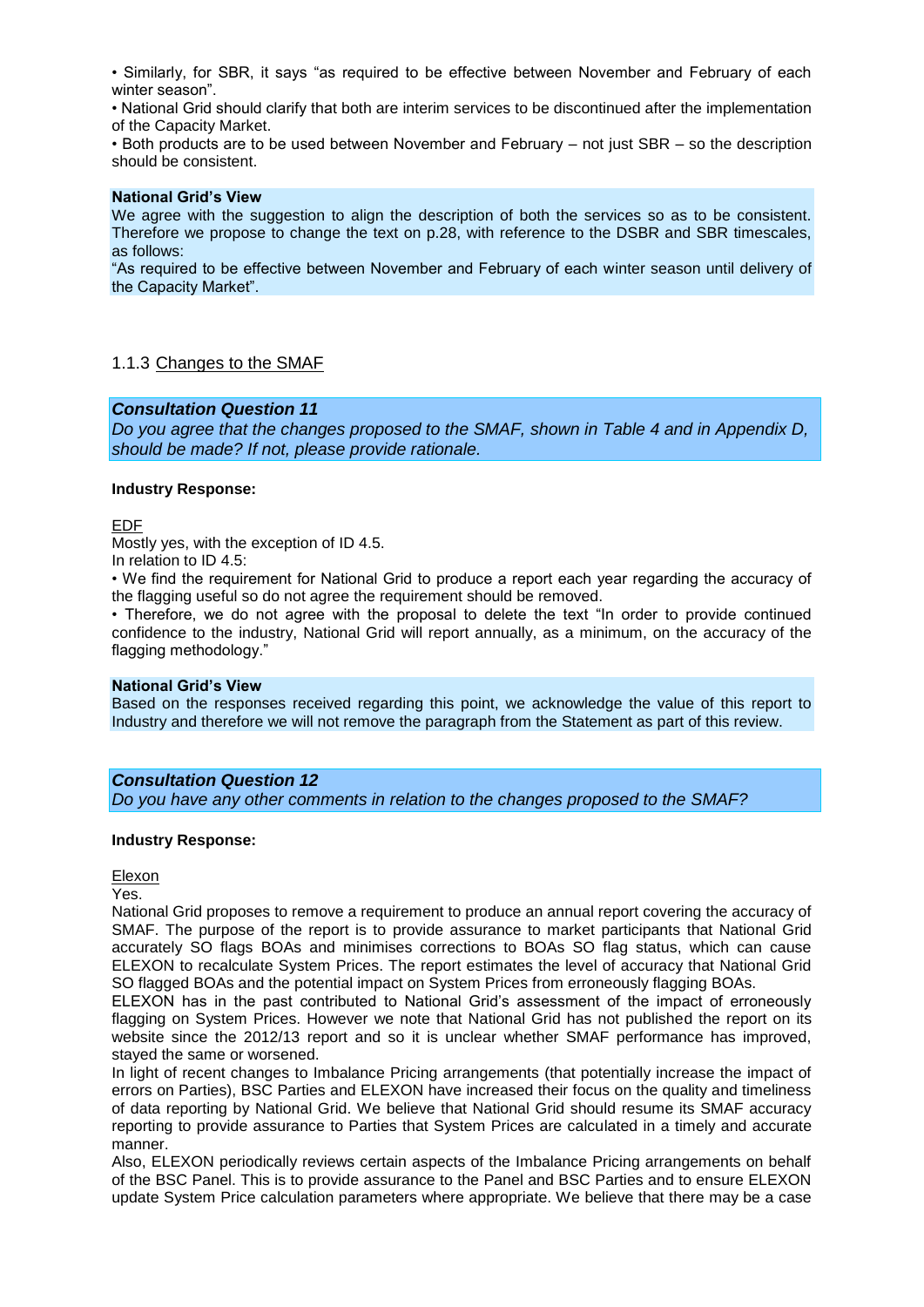• Similarly, for SBR, it says "as required to be effective between November and February of each winter season".

• National Grid should clarify that both are interim services to be discontinued after the implementation of the Capacity Market.

• Both products are to be used between November and February – not just SBR – so the description should be consistent.

**National Grid's View**

We agree with the suggestion to align the description of both the services so as to be consistent. Therefore we propose to change the text on p.28, with reference to the DSBR and SBR timescales, as follows:

"As required to be effective between November and February of each winter season until delivery of the Capacity Market".

### 1.1.3 Changes to the SMAF

***Consultation Question 11***

*Do you agree that the changes proposed to the SMAF, shown in Table 4 and in Appendix D, should be made? If not, please provide rationale.*

**Industry Response:**

EDF

Mostly yes, with the exception of ID 4.5.

In relation to ID 4.5:

• We find the requirement for National Grid to produce a report each year regarding the accuracy of the flagging useful so do not agree the requirement should be removed.

• Therefore, we do not agree with the proposal to delete the text "In order to provide continued confidence to the industry, National Grid will report annually, as a minimum, on the accuracy of the flagging methodology."

**National Grid's View**

Based on the responses received regarding this point, we acknowledge the value of this report to Industry and therefore we will not remove the paragraph from the Statement as part of this review.

***Consultation Question 12***

*Do you have any other comments in relation to the changes proposed to the SMAF?*

**Industry Response:**

Elexon

Yes.

National Grid proposes to remove a requirement to produce an annual report covering the accuracy of SMAF. The purpose of the report is to provide assurance to market participants that National Grid accurately SO flags BOAs and minimises corrections to BOAs SO flag status, which can cause ELEXON to recalculate System Prices. The report estimates the level of accuracy that National Grid SO flagged BOAs and the potential impact on System Prices from erroneously flagging BOAs.

ELEXON has in the past contributed to National Grid's assessment of the impact of erroneously flagging on System Prices. However we note that National Grid has not published the report on its website since the 2012/13 report and so it is unclear whether SMAF performance has improved, stayed the same or worsened.

In light of recent changes to Imbalance Pricing arrangements (that potentially increase the impact of errors on Parties), BSC Parties and ELEXON have increased their focus on the quality and timeliness of data reporting by National Grid. We believe that National Grid should resume its SMAF accuracy reporting to provide assurance to Parties that System Prices are calculated in a timely and accurate manner.

Also, ELEXON periodically reviews certain aspects of the Imbalance Pricing arrangements on behalf of the BSC Panel. This is to provide assurance to the Panel and BSC Parties and to ensure ELEXON update System Price calculation parameters where appropriate. We believe that there may be a case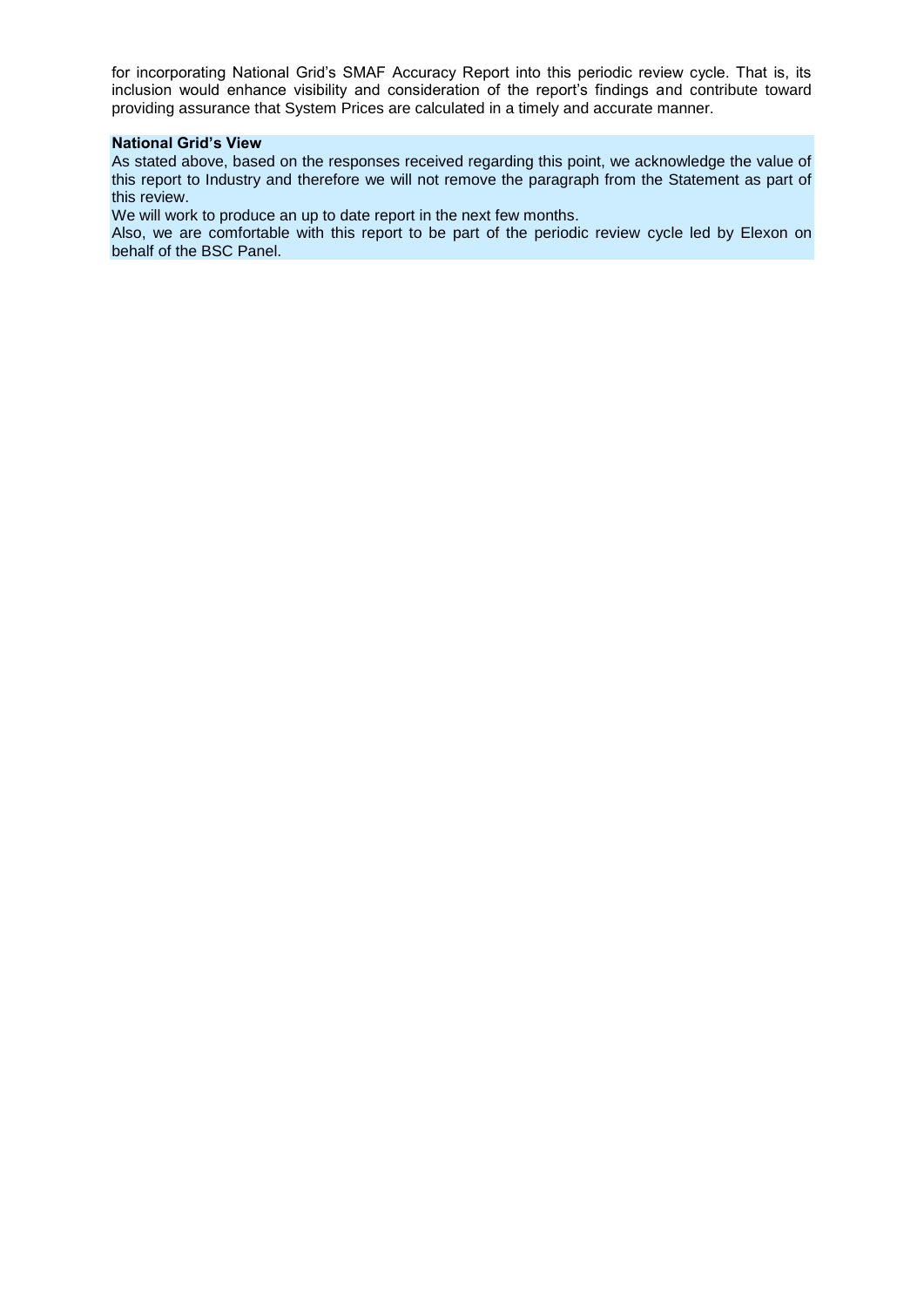for incorporating National Grid's SMAF Accuracy Report into this periodic review cycle. That is, its inclusion would enhance visibility and consideration of the report's findings and contribute toward providing assurance that System Prices are calculated in a timely and accurate manner.

**National Grid's View**

As stated above, based on the responses received regarding this point, we acknowledge the value of this report to Industry and therefore we will not remove the paragraph from the Statement as part of this review.

We will work to produce an up to date report in the next few months.

Also, we are comfortable with this report to be part of the periodic review cycle led by Elexon on behalf of the BSC Panel.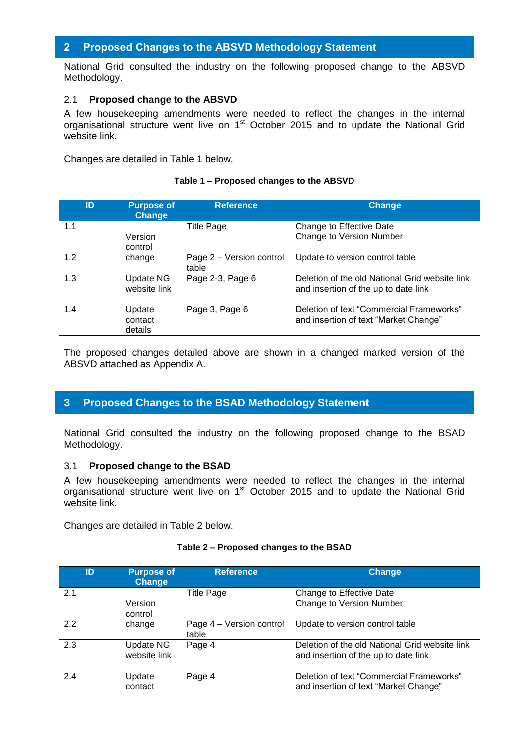## 2 Proposed Changes to the ABSVD Methodology Statement

National Grid consulted the industry on the following proposed change to the ABSVD Methodology.

### 2.1 Proposed change to the ABSVD

A few housekeeping amendments were needed to reflect the changes in the internal organisational structure went live on 1st October 2015 and to update the National Grid website link.

Changes are detailed in Table 1 below.

**Table 1 – Proposed changes to the ABSVD**

| ID | Purpose of Change | Reference | Change |
|---|---|---|---|
| 1.1 | Version control change | Title Page | Change to Effective Date<br>Change to Version Number |
| 1.2 | | Page 2 – Version control table | Update to version control table |
| 1.3 | Update NG website link | Page 2-3, Page 6 | Deletion of the old National Grid website link and insertion of the up to date link |
| 1.4 | Update contact details | Page 3, Page 6 | Deletion of text "Commercial Frameworks" and insertion of text "Market Change" |

The proposed changes detailed above are shown in a changed marked version of the ABSVD attached as Appendix A.

## 3 Proposed Changes to the BSAD Methodology Statement

National Grid consulted the industry on the following proposed change to the BSAD Methodology.

### 3.1 Proposed change to the BSAD

A few housekeeping amendments were needed to reflect the changes in the internal organisational structure went live on 1st October 2015 and to update the National Grid website link.

Changes are detailed in Table 2 below.

**Table 2 – Proposed changes to the BSAD**

| ID | Purpose of Change | Reference | Change |
|---|---|---|---|
| 2.1 | Version control change | Title Page | Change to Effective Date<br>Change to Version Number |
| 2.2 | | Page 4 – Version control table | Update to version control table |
| 2.3 | Update NG website link | Page 4 | Deletion of the old National Grid website link and insertion of the up to date link |
| 2.4 | Update contact | Page 4 | Deletion of text "Commercial Frameworks" and insertion of text "Market Change" |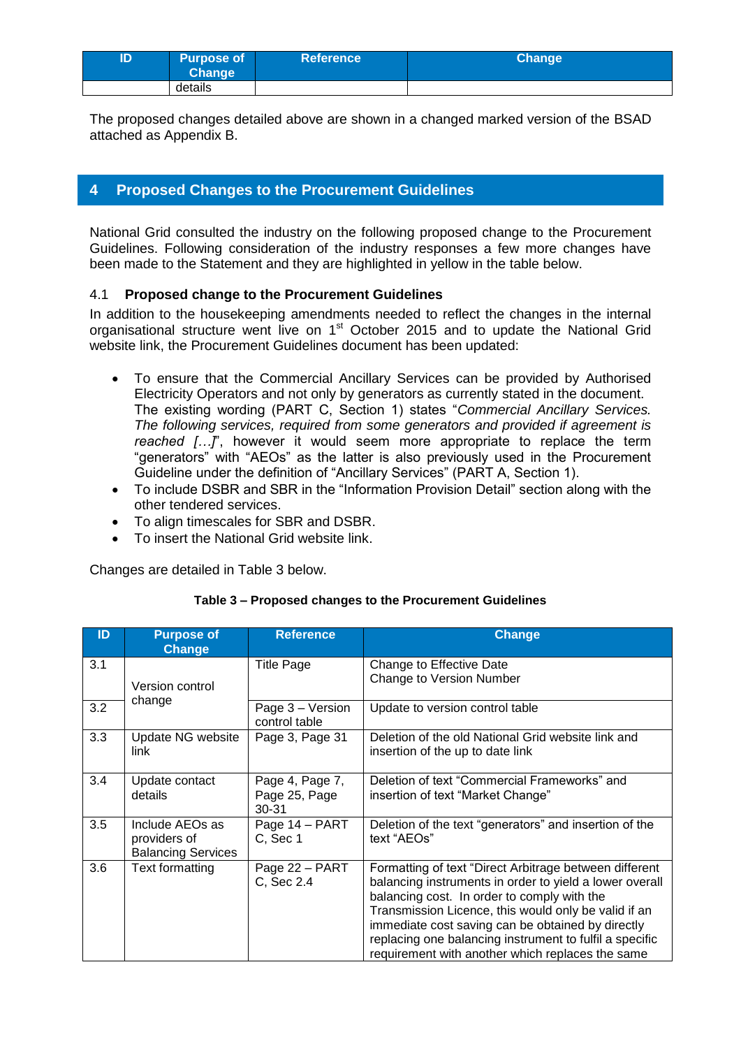| ID | Purpose of Change | Reference | Change |
|---|---|---|---|
| | details | | |

The proposed changes detailed above are shown in a changed marked version of the BSAD attached as Appendix B.

## 4 Proposed Changes to the Procurement Guidelines

National Grid consulted the industry on the following proposed change to the Procurement Guidelines. Following consideration of the industry responses a few more changes have been made to the Statement and they are highlighted in yellow in the table below.

### 4.1 Proposed change to the Procurement Guidelines

In addition to the housekeeping amendments needed to reflect the changes in the internal organisational structure went live on 1st October 2015 and to update the National Grid website link, the Procurement Guidelines document has been updated:

- To ensure that the Commercial Ancillary Services can be provided by Authorised Electricity Operators and not only by generators as currently stated in the document. The existing wording (PART C, Section 1) states "*Commercial Ancillary Services. The following services, required from some generators and provided if agreement is reached […]*", however it would seem more appropriate to replace the term "generators" with "AEOs" as the latter is also previously used in the Procurement Guideline under the definition of "Ancillary Services" (PART A, Section 1).
- To include DSBR and SBR in the "Information Provision Detail" section along with the other tendered services.
- To align timescales for SBR and DSBR.
- To insert the National Grid website link.

Changes are detailed in Table 3 below.

**Table 3 – Proposed changes to the Procurement Guidelines**

| ID | Purpose of Change | Reference | Change |
|---|---|---|---|
| 3.1 | Version control change | Title Page | Change to Effective Date<br>Change to Version Number |
| 3.2 | | Page 3 – Version control table | Update to version control table |
| 3.3 | Update NG website link | Page 3, Page 31 | Deletion of the old National Grid website link and insertion of the up to date link |
| 3.4 | Update contact details | Page 4, Page 7, Page 25, Page 30-31 | Deletion of text "Commercial Frameworks" and insertion of text "Market Change" |
| 3.5 | Include AEOs as providers of Balancing Services | Page 14 – PART C, Sec 1 | Deletion of the text "generators" and insertion of the text "AEOs" |
| 3.6 | Text formatting | Page 22 – PART C, Sec 2.4 | Formatting of text "Direct Arbitrage between different balancing instruments in order to yield a lower overall balancing cost. In order to comply with the Transmission Licence, this would only be valid if an immediate cost saving can be obtained by directly replacing one balancing instrument to fulfil a specific requirement with another which replaces the same |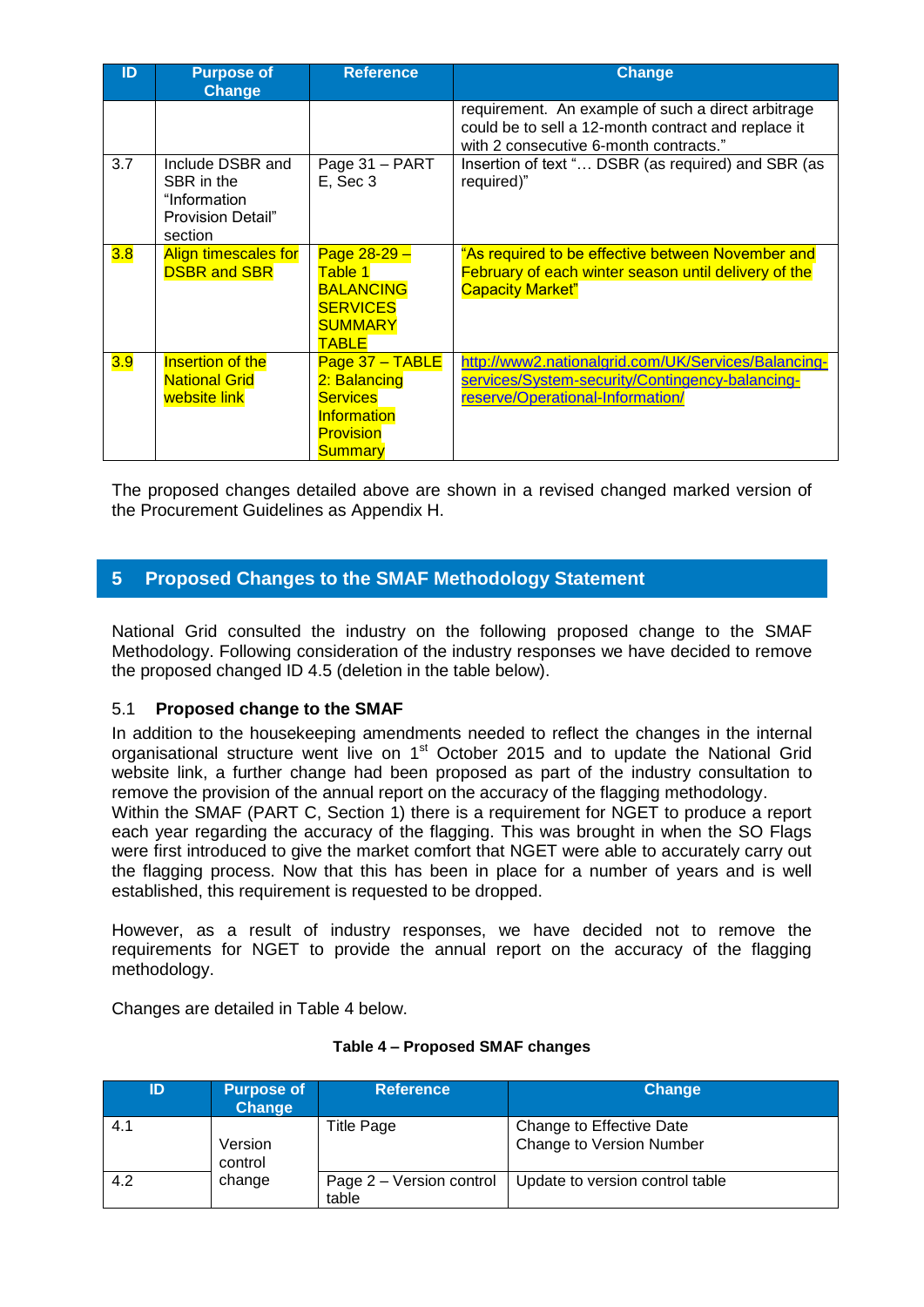| ID | Purpose of Change | Reference | Change |
|---|---|---|---|
| | | | requirement. An example of such a direct arbitrage could be to sell a 12-month contract and replace it with 2 consecutive 6-month contracts." |
| 3.7 | Include DSBR and SBR in the "Information Provision Detail" section | Page 31 – PART E, Sec 3 | Insertion of text "… DSBR (as required) and SBR (as required)" |
| 3.8 | Align timescales for DSBR and SBR | Page 28-29 – Table 1 BALANCING SERVICES SUMMARY TABLE | "As required to be effective between November and February of each winter season until delivery of the Capacity Market" |
| 3.9 | Insertion of the National Grid website link | Page 37 – TABLE 2: Balancing Services Information Provision Summary | http://www2.nationalgrid.com/UK/Services/Balancing-services/System-security/Contingency-balancing-reserve/Operational-Information/ |

The proposed changes detailed above are shown in a revised changed marked version of the Procurement Guidelines as Appendix H.

## 5 Proposed Changes to the SMAF Methodology Statement

National Grid consulted the industry on the following proposed change to the SMAF Methodology. Following consideration of the industry responses we have decided to remove the proposed changed ID 4.5 (deletion in the table below).

### 5.1 Proposed change to the SMAF

In addition to the housekeeping amendments needed to reflect the changes in the internal organisational structure went live on 1st October 2015 and to update the National Grid website link, a further change had been proposed as part of the industry consultation to remove the provision of the annual report on the accuracy of the flagging methodology.
Within the SMAF (PART C, Section 1) there is a requirement for NGET to produce a report each year regarding the accuracy of the flagging. This was brought in when the SO Flags were first introduced to give the market comfort that NGET were able to accurately carry out the flagging process. Now that this has been in place for a number of years and is well established, this requirement is requested to be dropped.

However, as a result of industry responses, we have decided not to remove the requirements for NGET to provide the annual report on the accuracy of the flagging methodology.

Changes are detailed in Table 4 below.

**Table 4 – Proposed SMAF changes**

| ID | Purpose of Change | Reference | Change |
|---|---|---|---|
| 4.1 | Version control change | Title Page | Change to Effective Date<br>Change to Version Number |
| 4.2 | | Page 2 – Version control table | Update to version control table |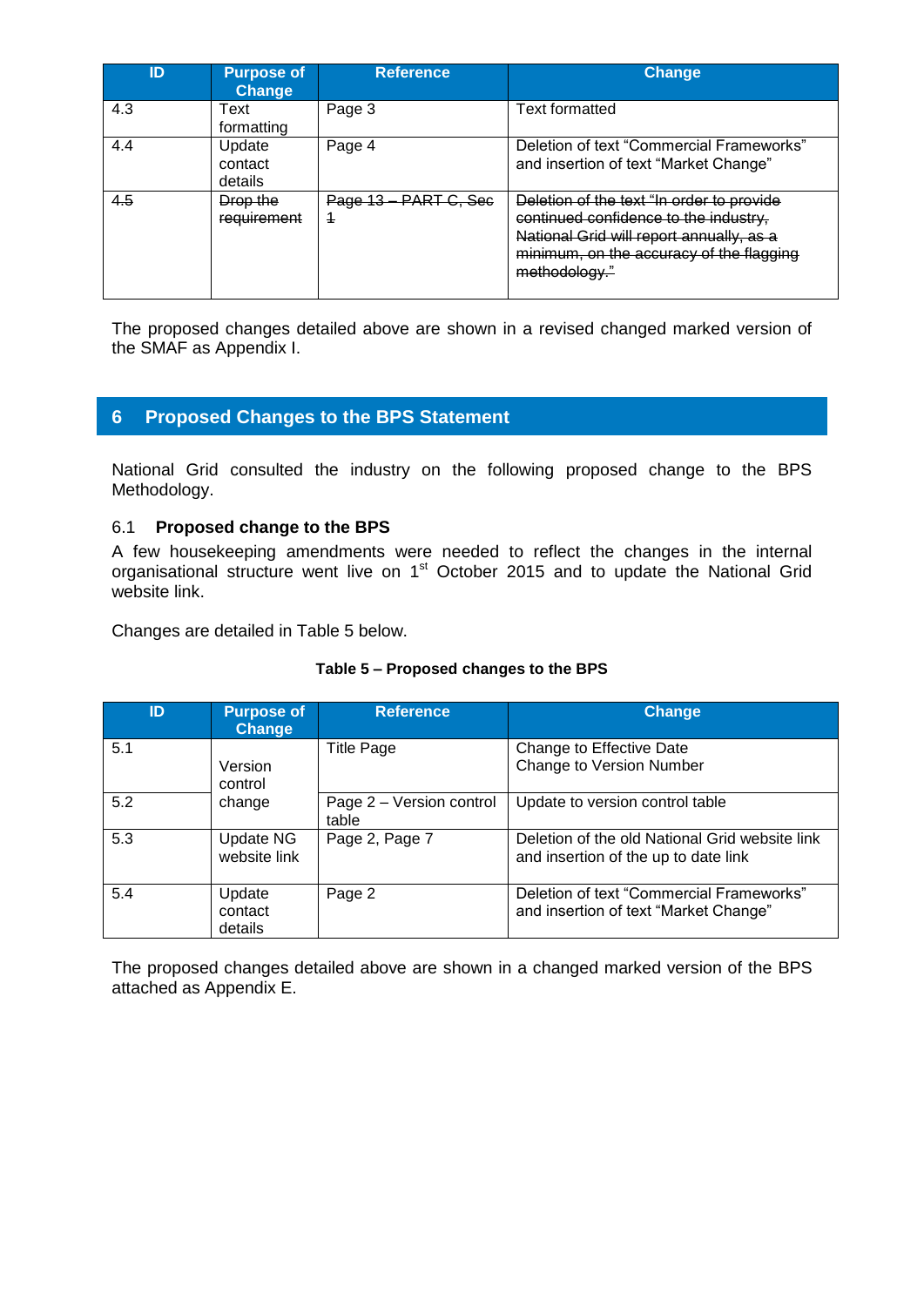| ID | Purpose of Change | Reference | Change |
|---|---|---|---|
| 4.3 | Text formatting | Page 3 | Text formatted |
| 4.4 | Update contact details | Page 4 | Deletion of text "Commercial Frameworks" and insertion of text "Market Change" |
| ~~4.5~~ | ~~Drop the requirement~~ | ~~Page 13 – PART C, Sec 1~~ | ~~Deletion of the text "In order to provide continued confidence to the industry, National Grid will report annually, as a minimum, on the accuracy of the flagging methodology."~~ |

The proposed changes detailed above are shown in a revised changed marked version of the SMAF as Appendix I.

## 6 Proposed Changes to the BPS Statement

National Grid consulted the industry on the following proposed change to the BPS Methodology.

### 6.1 Proposed change to the BPS

A few housekeeping amendments were needed to reflect the changes in the internal organisational structure went live on 1st October 2015 and to update the National Grid website link.

Changes are detailed in Table 5 below.

**Table 5 – Proposed changes to the BPS**

| ID | Purpose of Change | Reference | Change |
|---|---|---|---|
| 5.1 | Version control change | Title Page | Change to Effective Date<br>Change to Version Number |
| 5.2 | | Page 2 – Version control table | Update to version control table |
| 5.3 | Update NG website link | Page 2, Page 7 | Deletion of the old National Grid website link and insertion of the up to date link |
| 5.4 | Update contact details | Page 2 | Deletion of text "Commercial Frameworks" and insertion of text "Market Change" |

The proposed changes detailed above are shown in a changed marked version of the BPS attached as Appendix E.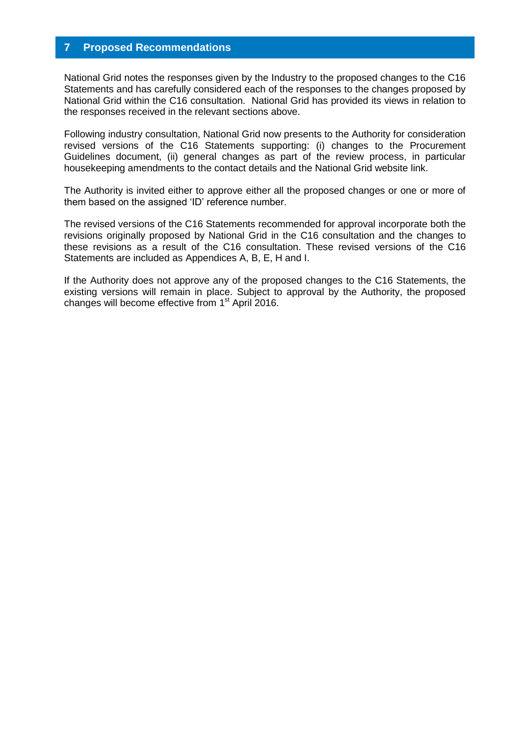## 7 Proposed Recommendations

National Grid notes the responses given by the Industry to the proposed changes to the C16 Statements and has carefully considered each of the responses to the changes proposed by National Grid within the C16 consultation. National Grid has provided its views in relation to the responses received in the relevant sections above.

Following industry consultation, National Grid now presents to the Authority for consideration revised versions of the C16 Statements supporting: (i) changes to the Procurement Guidelines document, (ii) general changes as part of the review process, in particular housekeeping amendments to the contact details and the National Grid website link.

The Authority is invited either to approve either all the proposed changes or one or more of them based on the assigned 'ID' reference number.

The revised versions of the C16 Statements recommended for approval incorporate both the revisions originally proposed by National Grid in the C16 consultation and the changes to these revisions as a result of the C16 consultation. These revised versions of the C16 Statements are included as Appendices A, B, E, H and I.

If the Authority does not approve any of the proposed changes to the C16 Statements, the existing versions will remain in place. Subject to approval by the Authority, the proposed changes will become effective from 1st April 2016.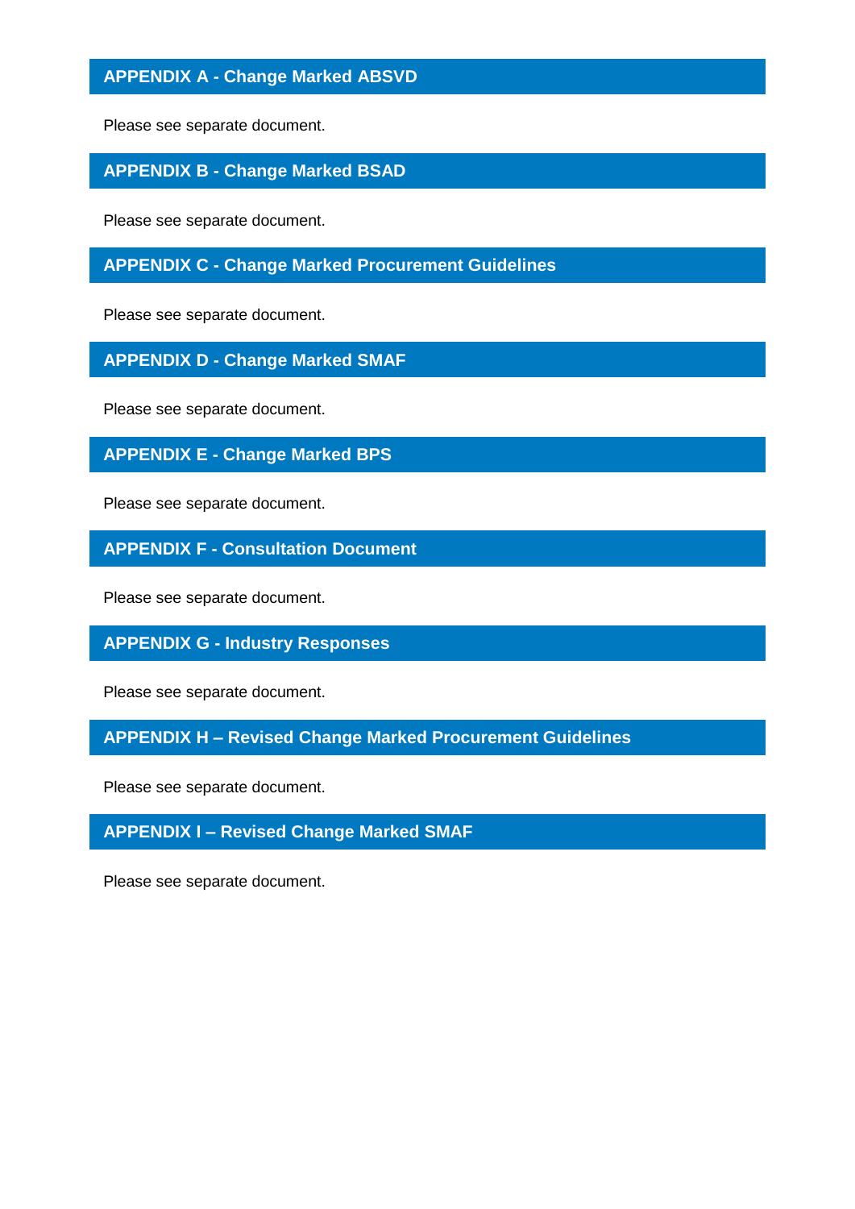## APPENDIX A - Change Marked ABSVD

Please see separate document.

## APPENDIX B - Change Marked BSAD

Please see separate document.

## APPENDIX C - Change Marked Procurement Guidelines

Please see separate document.

## APPENDIX D - Change Marked SMAF

Please see separate document.

## APPENDIX E - Change Marked BPS

Please see separate document.

## APPENDIX F - Consultation Document

Please see separate document.

## APPENDIX G - Industry Responses

Please see separate document.

## APPENDIX H – Revised Change Marked Procurement Guidelines

Please see separate document.

## APPENDIX I – Revised Change Marked SMAF

Please see separate document.